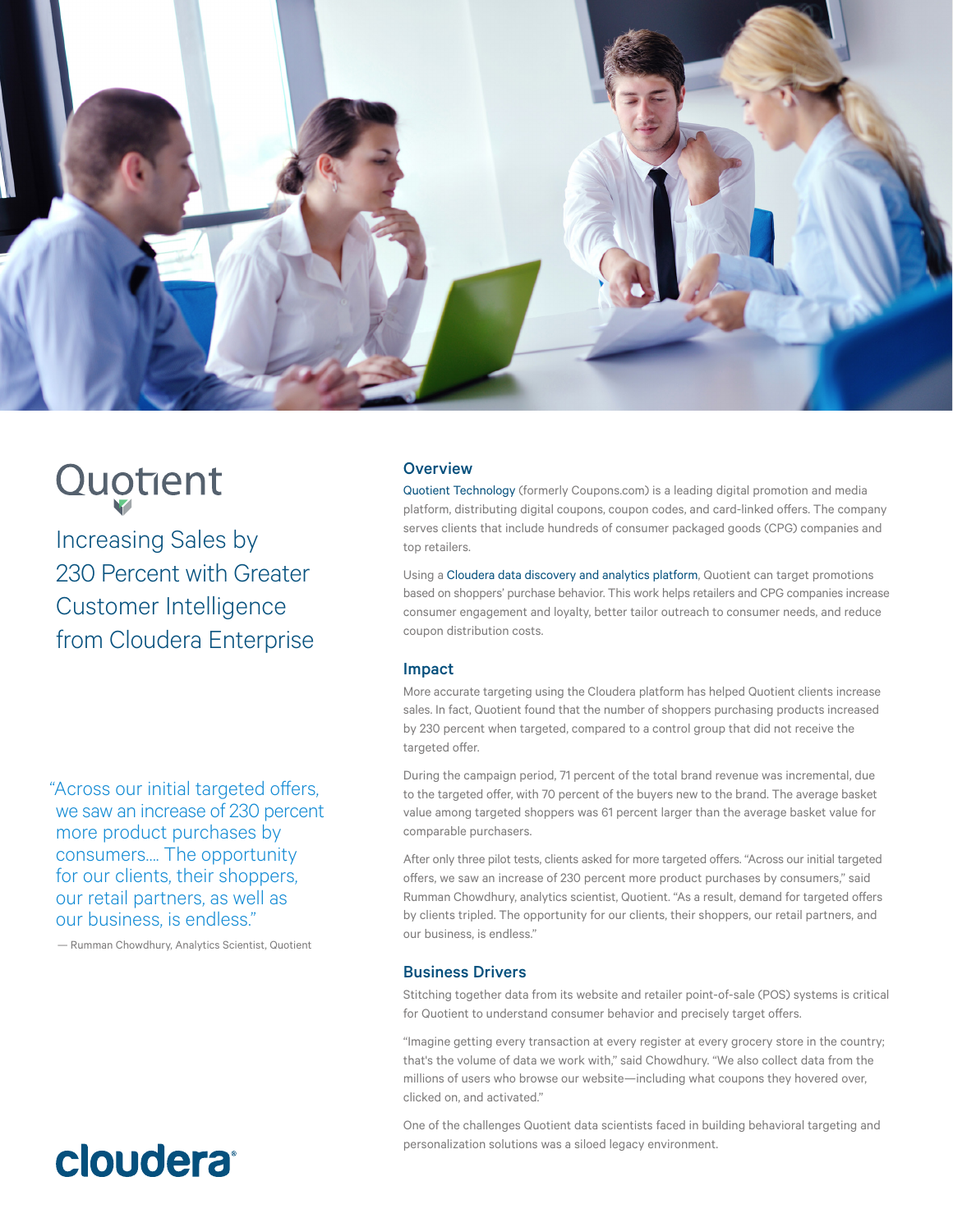Quotient

# Increasing Sales by 230 Percent with Greater Customer Intelligence from Cloudera Enterprise

"Across our initial targeted offers, we saw an increase of 230 percent more product purchases by consumers.... The opportunity for our clients, their shoppers, our retail partners, as well as our business, is endless."

— Rumman Chowdhury, Analytics Scientist, Quotient

## Overview

Quotient Technology (formerly Coupons.com) is a leading digital promotion and media platform, distributing digital coupons, coupon codes, and card-linked offers. The company serves clients that include hundreds of consumer packaged goods (CPG) companies and top retailers.

Using a Cloudera data discovery and analytics platform, Quotient can target promotions based on shoppers' purchase behavior. This work helps retailers and CPG companies increase consumer engagement and loyalty, better tailor outreach to consumer needs, and reduce coupon distribution costs.

## Impact

More accurate targeting using the Cloudera platform has helped Quotient clients increase sales. In fact, Quotient found that the number of shoppers purchasing products increased by 230 percent when targeted, compared to a control group that did not receive the targeted offer.

During the campaign period, 71 percent of the total brand revenue was incremental, due to the targeted offer, with 70 percent of the buyers new to the brand. The average basket value among targeted shoppers was 61 percent larger than the average basket value for comparable purchasers.

After only three pilot tests, clients asked for more targeted offers. "Across our initial targeted offers, we saw an increase of 230 percent more product purchases by consumers," said Rumman Chowdhury, analytics scientist, Quotient. "As a result, demand for targeted offers by clients tripled. The opportunity for our clients, their shoppers, our retail partners, and our business, is endless."

## Business Drivers

Stitching together data from its website and retailer point-of-sale (POS) systems is critical for Quotient to understand consumer behavior and precisely target offers.

"Imagine getting every transaction at every register at every grocery store in the country; that's the volume of data we work with," said Chowdhury. "We also collect data from the millions of users who browse our website—including what coupons they hovered over, clicked on, and activated."

One of the challenges Quotient data scientists faced in building behavioral targeting and personalization solutions was a siloed legacy environment.

cloudera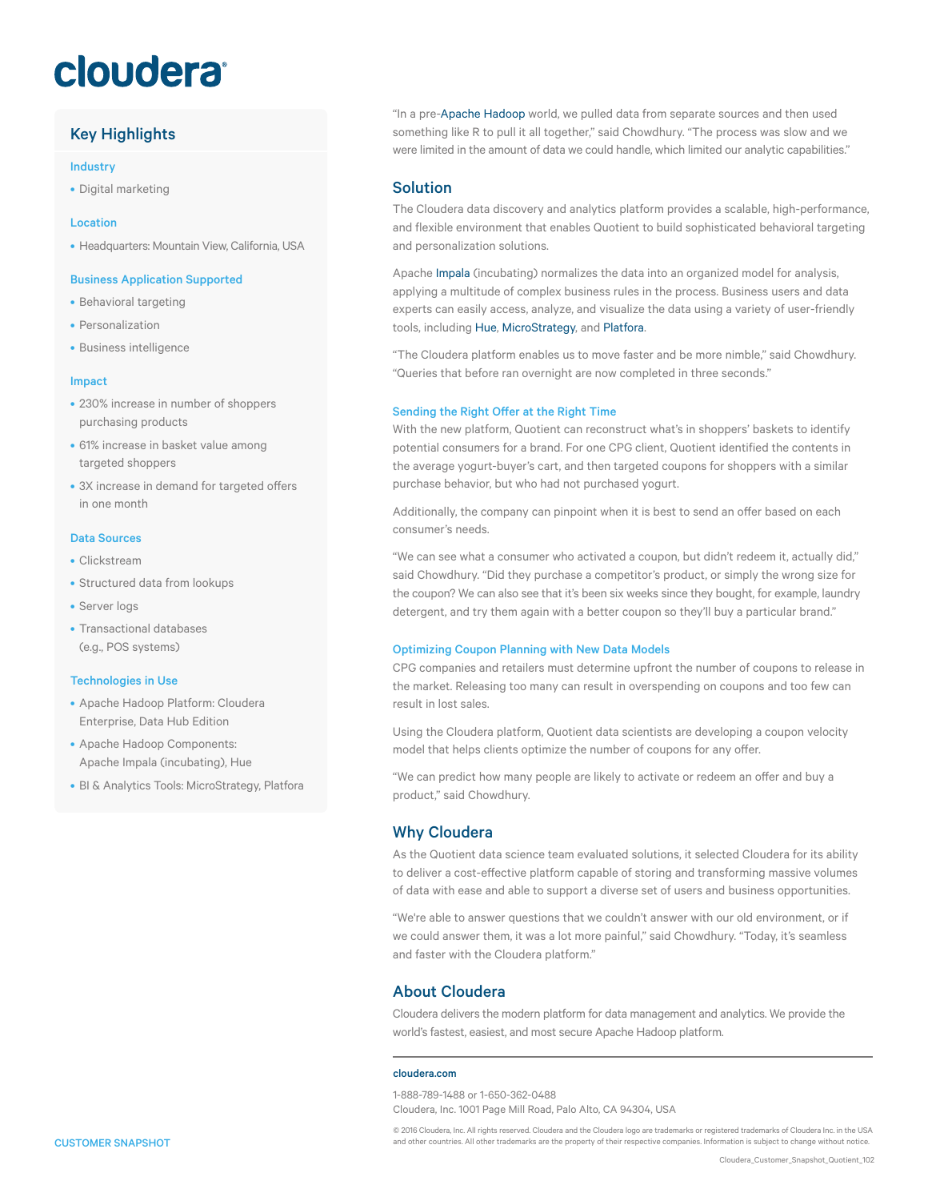# cloudera

## Key Highlights

### Industry

- Digital marketing

### Location

- Headquarters: Mountain View, California, USA

### Business Application Supported

- Behavioral targeting
- Personalization
- Business intelligence

### Impact

- 230% increase in number of shoppers purchasing products
- 61% increase in basket value among targeted shoppers
- 3X increase in demand for targeted offers in one month

### Data Sources

- Clickstream
- Structured data from lookups
- Server logs
- Transactional databases (e.g., POS systems)

### Technologies in Use

- Apache Hadoop Platform: Cloudera Enterprise, Data Hub Edition
- Apache Hadoop Components: Apache Impala (incubating), Hue
- BI & Analytics Tools: MicroStrategy, Platfora

"In a pre-Apache Hadoop world, we pulled data from separate sources and then used something like R to pull it all together," said Chowdhury. "The process was slow and we were limited in the amount of data we could handle, which limited our analytic capabilities."

## Solution

The Cloudera data discovery and analytics platform provides a scalable, high-performance, and flexible environment that enables Quotient to build sophisticated behavioral targeting and personalization solutions.

Apache Impala (incubating) normalizes the data into an organized model for analysis, applying a multitude of complex business rules in the process. Business users and data experts can easily access, analyze, and visualize the data using a variety of user-friendly tools, including Hue, MicroStrategy, and Platfora.

"The Cloudera platform enables us to move faster and be more nimble," said Chowdhury. "Queries that before ran overnight are now completed in three seconds."

### Sending the Right Offer at the Right Time

With the new platform, Quotient can reconstruct what's in shoppers' baskets to identify potential consumers for a brand. For one CPG client, Quotient identified the contents in the average yogurt-buyer's cart, and then targeted coupons for shoppers with a similar purchase behavior, but who had not purchased yogurt.

Additionally, the company can pinpoint when it is best to send an offer based on each consumer's needs.

"We can see what a consumer who activated a coupon, but didn't redeem it, actually did," said Chowdhury. "Did they purchase a competitor's product, or simply the wrong size for the coupon? We can also see that it's been six weeks since they bought, for example, laundry detergent, and try them again with a better coupon so they'll buy a particular brand."

### Optimizing Coupon Planning with New Data Models

CPG companies and retailers must determine upfront the number of coupons to release in the market. Releasing too many can result in overspending on coupons and too few can result in lost sales.

Using the Cloudera platform, Quotient data scientists are developing a coupon velocity model that helps clients optimize the number of coupons for any offer.

"We can predict how many people are likely to activate or redeem an offer and buy a product," said Chowdhury.

## Why Cloudera

As the Quotient data science team evaluated solutions, it selected Cloudera for its ability to deliver a cost-effective platform capable of storing and transforming massive volumes of data with ease and able to support a diverse set of users and business opportunities.

"We're able to answer questions that we couldn't answer with our old environment, or if we could answer them, it was a lot more painful," said Chowdhury. "Today, it's seamless and faster with the Cloudera platform."

## About Cloudera

Cloudera delivers the modern platform for data management and analytics. We provide the world's fastest, easiest, and most secure Apache Hadoop platform.

cloudera.com

1-888-789-1488 or 1-650-362-0488
Cloudera, Inc. 1001 Page Mill Road, Palo Alto, CA 94304, USA

© 2016 Cloudera, Inc. All rights reserved. Cloudera and the Cloudera logo are trademarks or registered trademarks of Cloudera Inc. in the USA and other countries. All other trademarks are the property of their respective companies. Information is subject to change without notice.

CUSTOMER SNAPSHOT

Cloudera_Customer_Snapshot_Quotient_102